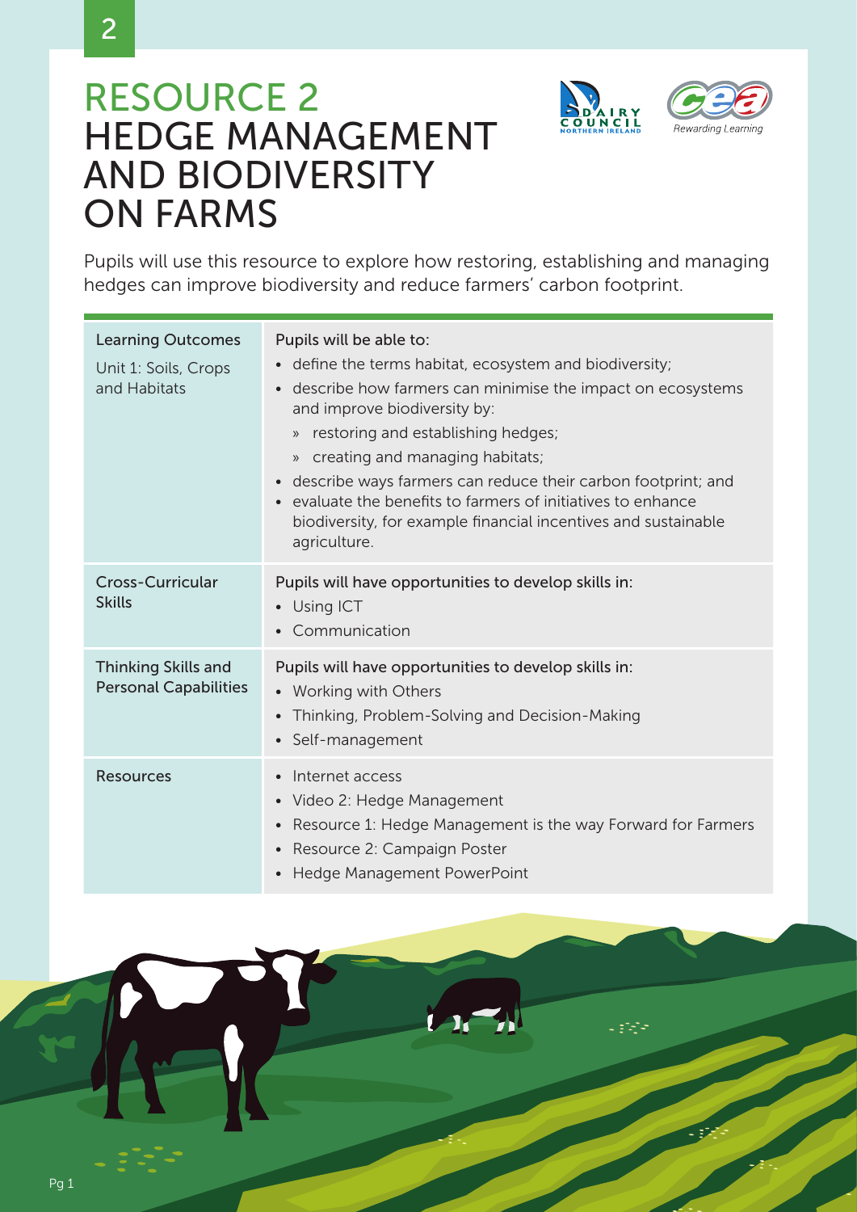# RESOURCE 2
# HEDGE MANAGEMENT AND BIODIVERSITY ON FARMS

Pupils will use this resource to explore how restoring, establishing and managing hedges can improve biodiversity and reduce farmers' carbon footprint.

| | |
|---|---|
| Learning Outcomes<br><br>Unit 1: Soils, Crops and Habitats | Pupils will be able to:<br>• define the terms habitat, ecosystem and biodiversity;<br>• describe how farmers can minimise the impact on ecosystems and improve biodiversity by:<br>» restoring and establishing hedges;<br>» creating and managing habitats;<br>• describe ways farmers can reduce their carbon footprint; and<br>• evaluate the benefits to farmers of initiatives to enhance biodiversity, for example financial incentives and sustainable agriculture. |
| Cross-Curricular Skills | Pupils will have opportunities to develop skills in:<br>• Using ICT<br>• Communication |
| Thinking Skills and Personal Capabilities | Pupils will have opportunities to develop skills in:<br>• Working with Others<br>• Thinking, Problem-Solving and Decision-Making<br>• Self-management |
| Resources | • Internet access<br>• Video 2: Hedge Management<br>• Resource 1: Hedge Management is the way Forward for Farmers<br>• Resource 2: Campaign Poster<br>• Hedge Management PowerPoint |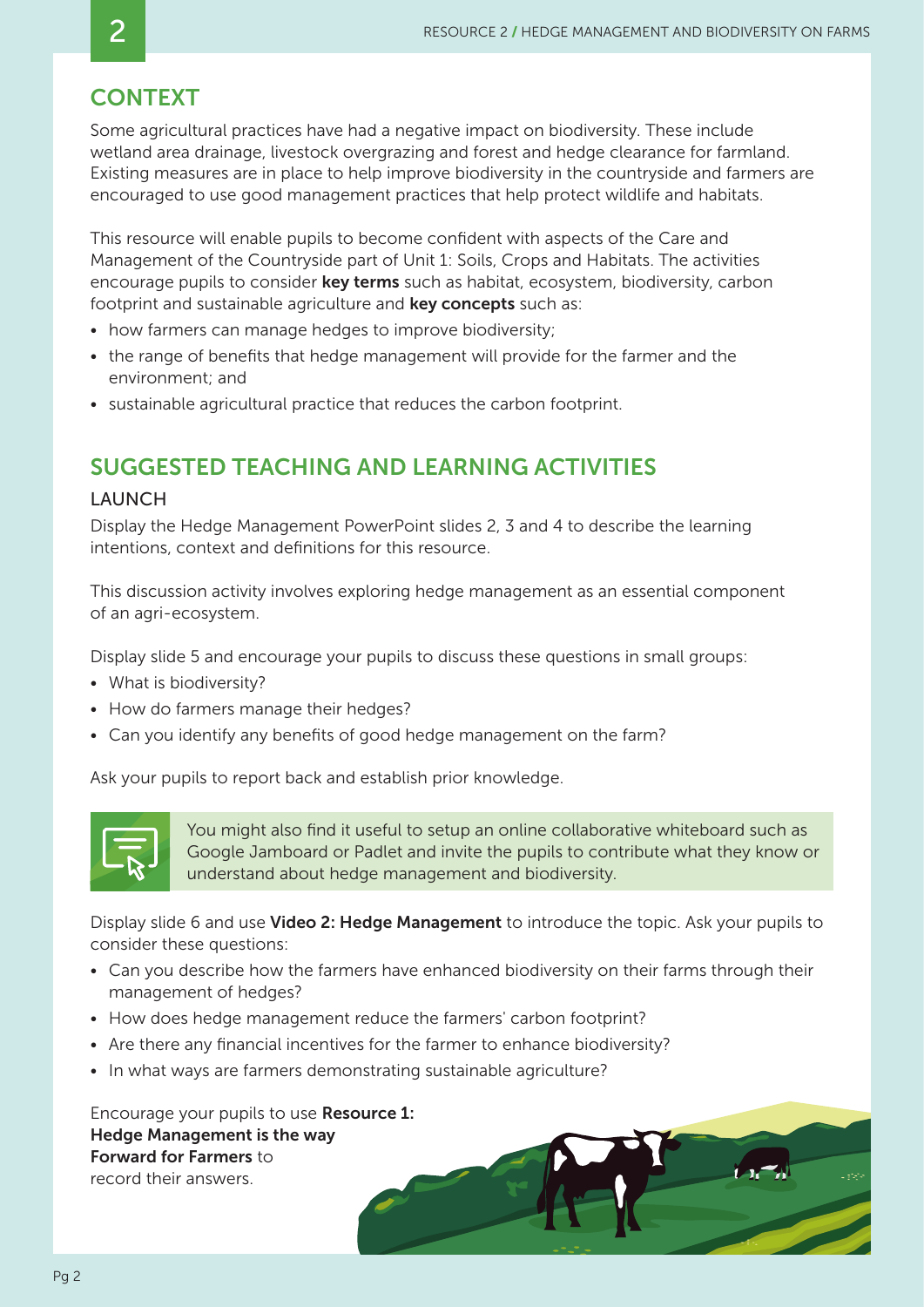## CONTEXT

Some agricultural practices have had a negative impact on biodiversity. These include wetland area drainage, livestock overgrazing and forest and hedge clearance for farmland. Existing measures are in place to help improve biodiversity in the countryside and farmers are encouraged to use good management practices that help protect wildlife and habitats.

This resource will enable pupils to become confident with aspects of the Care and Management of the Countryside part of Unit 1: Soils, Crops and Habitats. The activities encourage pupils to consider **key terms** such as habitat, ecosystem, biodiversity, carbon footprint and sustainable agriculture and **key concepts** such as:

- how farmers can manage hedges to improve biodiversity;
- the range of benefits that hedge management will provide for the farmer and the environment; and
- sustainable agricultural practice that reduces the carbon footprint.

## SUGGESTED TEACHING AND LEARNING ACTIVITIES

### LAUNCH

Display the Hedge Management PowerPoint slides 2, 3 and 4 to describe the learning intentions, context and definitions for this resource.

This discussion activity involves exploring hedge management as an essential component of an agri-ecosystem.

Display slide 5 and encourage your pupils to discuss these questions in small groups:

- What is biodiversity?
- How do farmers manage their hedges?
- Can you identify any benefits of good hedge management on the farm?

Ask your pupils to report back and establish prior knowledge.

> You might also find it useful to setup an online collaborative whiteboard such as Google Jamboard or Padlet and invite the pupils to contribute what they know or understand about hedge management and biodiversity.

Display slide 6 and use **Video 2: Hedge Management** to introduce the topic. Ask your pupils to consider these questions:

- Can you describe how the farmers have enhanced biodiversity on their farms through their management of hedges?
- How does hedge management reduce the farmers' carbon footprint?
- Are there any financial incentives for the farmer to enhance biodiversity?
- In what ways are farmers demonstrating sustainable agriculture?

Encourage your pupils to use **Resource 1: Hedge Management is the way Forward for Farmers** to record their answers.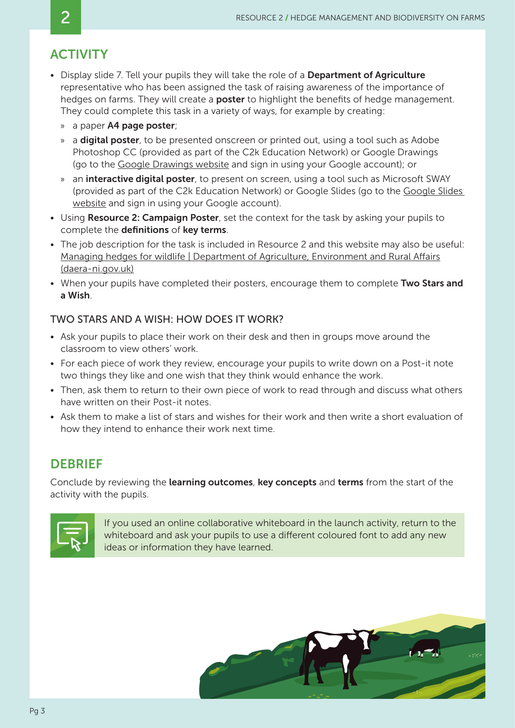## ACTIVITY

- Display slide 7. Tell your pupils they will take the role of a **Department of Agriculture** representative who has been assigned the task of raising awareness of the importance of hedges on farms. They will create a **poster** to highlight the benefits of hedge management. They could complete this task in a variety of ways, for example by creating:
  - a paper **A4 page poster**;
  - a **digital poster**, to be presented onscreen or printed out, using a tool such as Adobe Photoshop CC (provided as part of the C2k Education Network) or Google Drawings (go to the Google Drawings website and sign in using your Google account); or
  - an **interactive digital poster**, to present on screen, using a tool such as Microsoft SWAY (provided as part of the C2k Education Network) or Google Slides (go to the Google Slides website and sign in using your Google account).
- Using **Resource 2: Campaign Poster**, set the context for the task by asking your pupils to complete the **definitions** of **key terms**.
- The job description for the task is included in Resource 2 and this website may also be useful: Managing hedges for wildlife | Department of Agriculture, Environment and Rural Affairs (daera-ni.gov.uk)
- When your pupils have completed their posters, encourage them to complete **Two Stars and a Wish**.

### TWO STARS AND A WISH: HOW DOES IT WORK?

- Ask your pupils to place their work on their desk and then in groups move around the classroom to view others' work.
- For each piece of work they review, encourage your pupils to write down on a Post-it note two things they like and one wish that they think would enhance the work.
- Then, ask them to return to their own piece of work to read through and discuss what others have written on their Post-it notes.
- Ask them to make a list of stars and wishes for their work and then write a short evaluation of how they intend to enhance their work next time.

## DEBRIEF

Conclude by reviewing the **learning outcomes**, **key concepts** and **terms** from the start of the activity with the pupils.

If you used an online collaborative whiteboard in the launch activity, return to the whiteboard and ask your pupils to use a different coloured font to add any new ideas or information they have learned.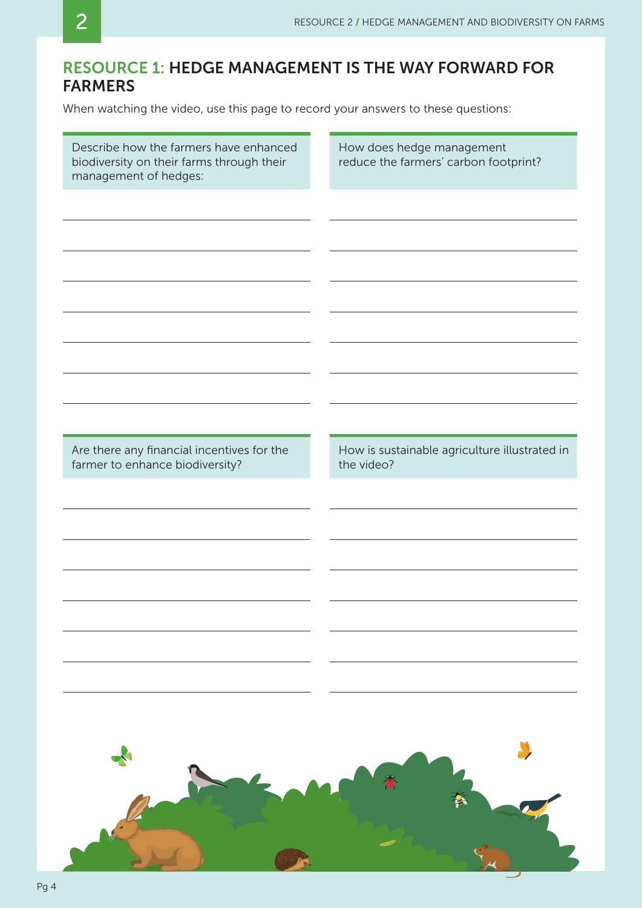## RESOURCE 1: HEDGE MANAGEMENT IS THE WAY FORWARD FOR FARMERS

When watching the video, use this page to record your answers to these questions:

Describe how the farmers have enhanced biodiversity on their farms through their management of hedges:

How does hedge management reduce the farmers' carbon footprint?

Are there any financial incentives for the farmer to enhance biodiversity?

How is sustainable agriculture illustrated in the video?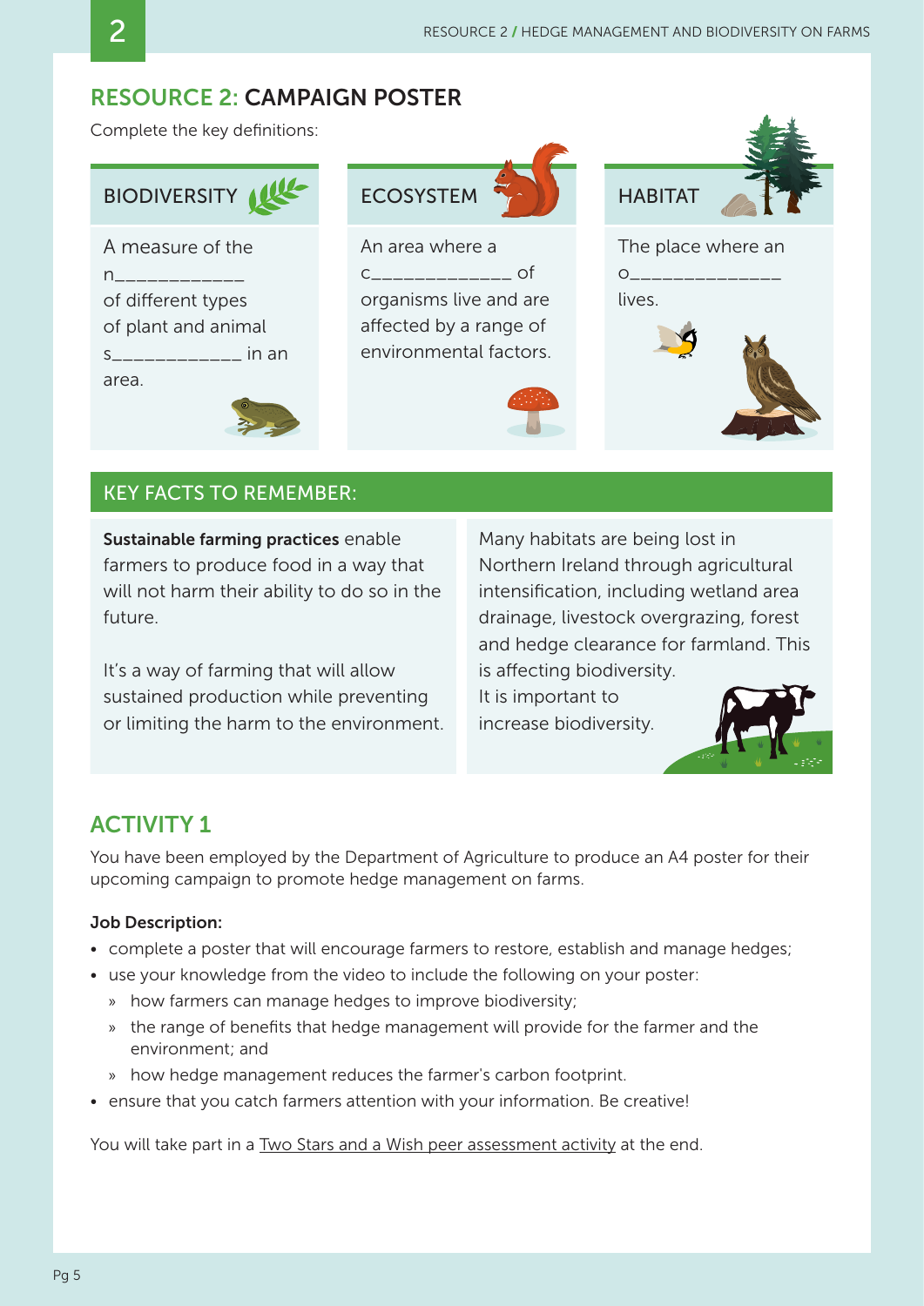## RESOURCE 2: CAMPAIGN POSTER

Complete the key definitions:

### BIODIVERSITY

A measure of the n____________ of different types of plant and animal s____________ in an area.

### ECOSYSTEM

An area where a c_____________ of organisms live and are affected by a range of environmental factors.

### HABITAT

The place where an o______________ lives.

### KEY FACTS TO REMEMBER:

**Sustainable farming practices** enable farmers to produce food in a way that will not harm their ability to do so in the future.

It's a way of farming that will allow sustained production while preventing or limiting the harm to the environment.

Many habitats are being lost in Northern Ireland through agricultural intensification, including wetland area drainage, livestock overgrazing, forest and hedge clearance for farmland. This is affecting biodiversity.
It is important to increase biodiversity.

## ACTIVITY 1

You have been employed by the Department of Agriculture to produce an A4 poster for their upcoming campaign to promote hedge management on farms.

**Job Description:**

- complete a poster that will encourage farmers to restore, establish and manage hedges;
- use your knowledge from the video to include the following on your poster:
  - how farmers can manage hedges to improve biodiversity;
  - the range of benefits that hedge management will provide for the farmer and the environment; and
  - how hedge management reduces the farmer's carbon footprint.
- ensure that you catch farmers attention with your information. Be creative!

You will take part in a Two Stars and a Wish peer assessment activity at the end.